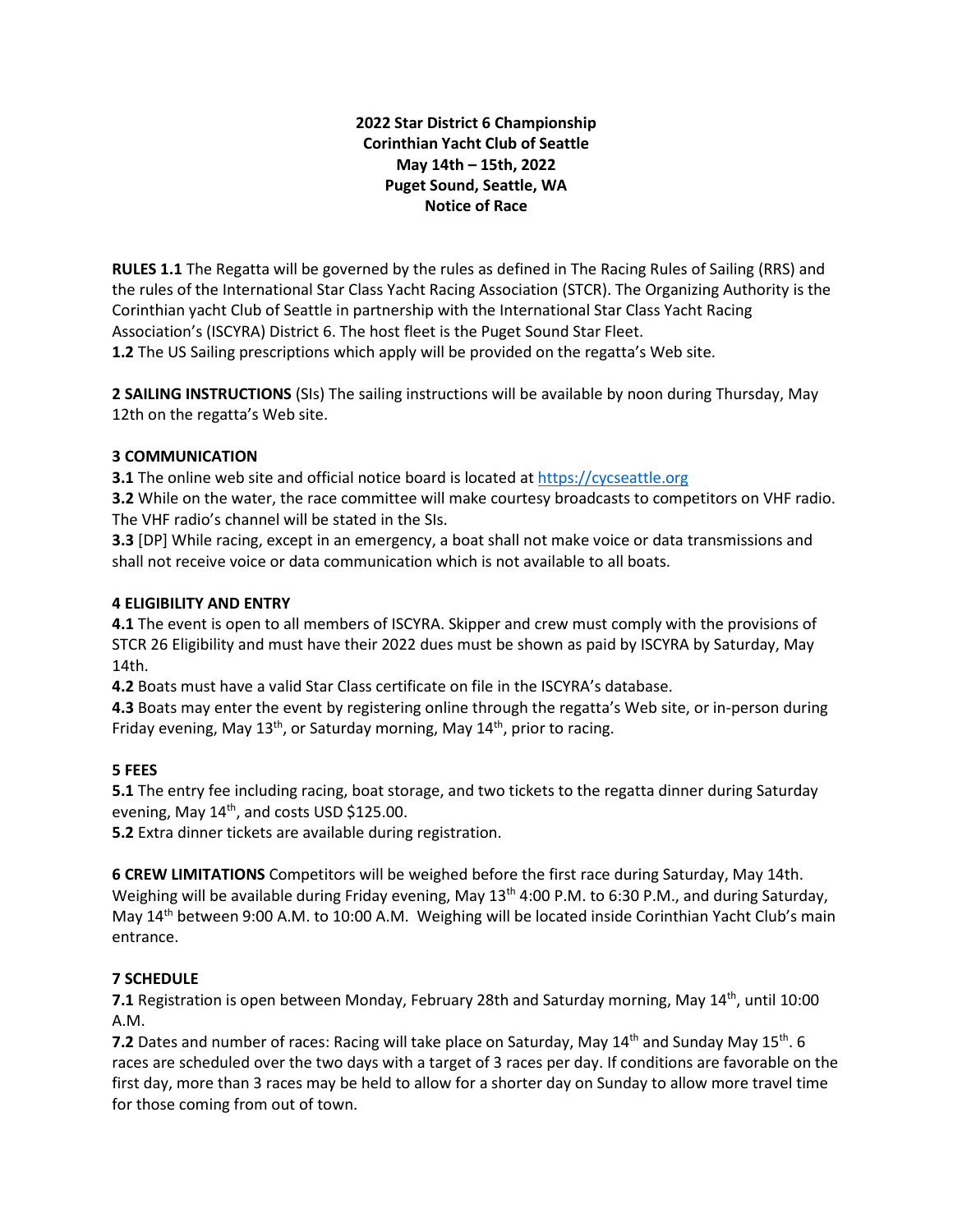**2022 Star District 6 Championship**
**Corinthian Yacht Club of Seattle**
**May 14th – 15th, 2022**
**Puget Sound, Seattle, WA**
**Notice of Race**

**RULES 1.1** The Regatta will be governed by the rules as defined in The Racing Rules of Sailing (RRS) and the rules of the International Star Class Yacht Racing Association (STCR). The Organizing Authority is the Corinthian yacht Club of Seattle in partnership with the International Star Class Yacht Racing Association's (ISCYRA) District 6. The host fleet is the Puget Sound Star Fleet.
**1.2** The US Sailing prescriptions which apply will be provided on the regatta's Web site.

**2 SAILING INSTRUCTIONS** (SIs) The sailing instructions will be available by noon during Thursday, May 12th on the regatta's Web site.

**3 COMMUNICATION**
**3.1** The online web site and official notice board is located at [https://cycseattle.org](https://cycseattle.org)
**3.2** While on the water, the race committee will make courtesy broadcasts to competitors on VHF radio. The VHF radio's channel will be stated in the SIs.
**3.3** [DP] While racing, except in an emergency, a boat shall not make voice or data transmissions and shall not receive voice or data communication which is not available to all boats.

**4 ELIGIBILITY AND ENTRY**
**4.1** The event is open to all members of ISCYRA. Skipper and crew must comply with the provisions of STCR 26 Eligibility and must have their 2022 dues must be shown as paid by ISCYRA by Saturday, May 14th.
**4.2** Boats must have a valid Star Class certificate on file in the ISCYRA's database.
**4.3** Boats may enter the event by registering online through the regatta's Web site, or in-person during Friday evening, May 13th, or Saturday morning, May 14th, prior to racing.

**5 FEES**
**5.1** The entry fee including racing, boat storage, and two tickets to the regatta dinner during Saturday evening, May 14th, and costs USD $125.00.
**5.2** Extra dinner tickets are available during registration.

**6 CREW LIMITATIONS** Competitors will be weighed before the first race during Saturday, May 14th. Weighing will be available during Friday evening, May 13th 4:00 P.M. to 6:30 P.M., and during Saturday, May 14th between 9:00 A.M. to 10:00 A.M. Weighing will be located inside Corinthian Yacht Club's main entrance.

**7 SCHEDULE**
**7.1** Registration is open between Monday, February 28th and Saturday morning, May 14th, until 10:00 A.M.
**7.2** Dates and number of races: Racing will take place on Saturday, May 14th and Sunday May 15th. 6 races are scheduled over the two days with a target of 3 races per day. If conditions are favorable on the first day, more than 3 races may be held to allow for a shorter day on Sunday to allow more travel time for those coming from out of town.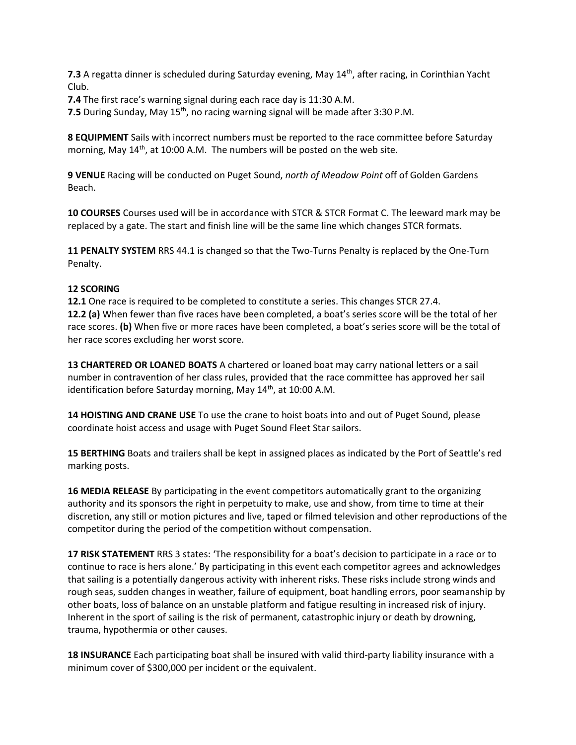**7.3** A regatta dinner is scheduled during Saturday evening, May 14th, after racing, in Corinthian Yacht Club.
**7.4** The first race's warning signal during each race day is 11:30 A.M.
**7.5** During Sunday, May 15th, no racing warning signal will be made after 3:30 P.M.

**8 EQUIPMENT** Sails with incorrect numbers must be reported to the race committee before Saturday morning, May 14th, at 10:00 A.M. The numbers will be posted on the web site.

**9 VENUE** Racing will be conducted on Puget Sound, *north of Meadow Point* off of Golden Gardens Beach.

**10 COURSES** Courses used will be in accordance with STCR & STCR Format C. The leeward mark may be replaced by a gate. The start and finish line will be the same line which changes STCR formats.

**11 PENALTY SYSTEM** RRS 44.1 is changed so that the Two-Turns Penalty is replaced by the One-Turn Penalty.

**12 SCORING**
**12.1** One race is required to be completed to constitute a series. This changes STCR 27.4.
**12.2 (a)** When fewer than five races have been completed, a boat's series score will be the total of her race scores. **(b)** When five or more races have been completed, a boat's series score will be the total of her race scores excluding her worst score.

**13 CHARTERED OR LOANED BOATS** A chartered or loaned boat may carry national letters or a sail number in contravention of her class rules, provided that the race committee has approved her sail identification before Saturday morning, May 14th, at 10:00 A.M.

**14 HOISTING AND CRANE USE** To use the crane to hoist boats into and out of Puget Sound, please coordinate hoist access and usage with Puget Sound Fleet Star sailors.

**15 BERTHING** Boats and trailers shall be kept in assigned places as indicated by the Port of Seattle's red marking posts.

**16 MEDIA RELEASE** By participating in the event competitors automatically grant to the organizing authority and its sponsors the right in perpetuity to make, use and show, from time to time at their discretion, any still or motion pictures and live, taped or filmed television and other reproductions of the competitor during the period of the competition without compensation.

**17 RISK STATEMENT** RRS 3 states: 'The responsibility for a boat's decision to participate in a race or to continue to race is hers alone.' By participating in this event each competitor agrees and acknowledges that sailing is a potentially dangerous activity with inherent risks. These risks include strong winds and rough seas, sudden changes in weather, failure of equipment, boat handling errors, poor seamanship by other boats, loss of balance on an unstable platform and fatigue resulting in increased risk of injury. Inherent in the sport of sailing is the risk of permanent, catastrophic injury or death by drowning, trauma, hypothermia or other causes.

**18 INSURANCE** Each participating boat shall be insured with valid third-party liability insurance with a minimum cover of $300,000 per incident or the equivalent.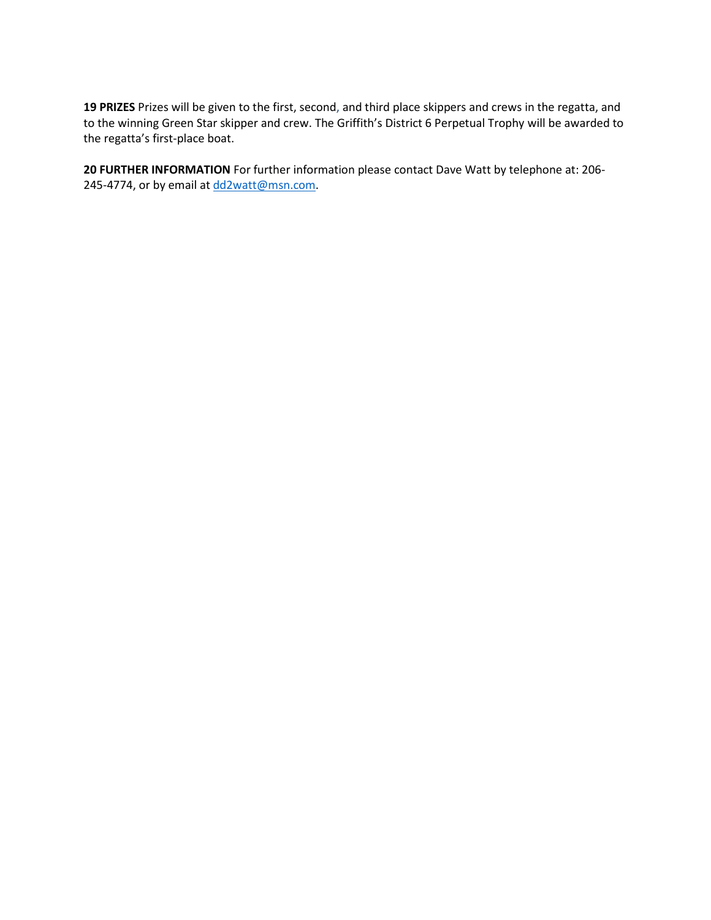**19 PRIZES** Prizes will be given to the first, second, and third place skippers and crews in the regatta, and to the winning Green Star skipper and crew. The Griffith's District 6 Perpetual Trophy will be awarded to the regatta's first-place boat.

**20 FURTHER INFORMATION** For further information please contact Dave Watt by telephone at: 206-245-4774, or by email at dd2watt@msn.com.